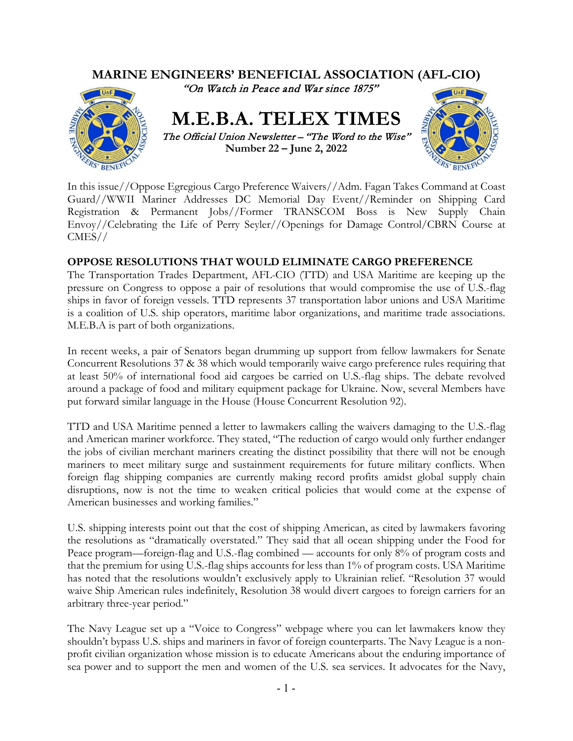# MARINE ENGINEERS' BENEFICIAL ASSOCIATION (AFL-CIO)

*"On Watch in Peace and War since 1875"*

# M.E.B.A. TELEX TIMES

*The Official Union Newsletter – "The Word to the Wise"*

**Number 22 – June 2, 2022**

In this issue//Oppose Egregious Cargo Preference Waivers//Adm. Fagan Takes Command at Coast Guard//WWII Mariner Addresses DC Memorial Day Event//Reminder on Shipping Card Registration & Permanent Jobs//Former TRANSCOM Boss is New Supply Chain Envoy//Celebrating the Life of Perry Seyler//Openings for Damage Control/CBRN Course at CMES//

## OPPOSE RESOLUTIONS THAT WOULD ELIMINATE CARGO PREFERENCE

The Transportation Trades Department, AFL-CIO (TTD) and USA Maritime are keeping up the pressure on Congress to oppose a pair of resolutions that would compromise the use of U.S.-flag ships in favor of foreign vessels. TTD represents 37 transportation labor unions and USA Maritime is a coalition of U.S. ship operators, maritime labor organizations, and maritime trade associations. M.E.B.A is part of both organizations.

In recent weeks, a pair of Senators began drumming up support from fellow lawmakers for Senate Concurrent Resolutions 37 & 38 which would temporarily waive cargo preference rules requiring that at least 50% of international food aid cargoes be carried on U.S.-flag ships. The debate revolved around a package of food and military equipment package for Ukraine. Now, several Members have put forward similar language in the House (House Concurrent Resolution 92).

TTD and USA Maritime penned a letter to lawmakers calling the waivers damaging to the U.S.-flag and American mariner workforce. They stated, "The reduction of cargo would only further endanger the jobs of civilian merchant mariners creating the distinct possibility that there will not be enough mariners to meet military surge and sustainment requirements for future military conflicts. When foreign flag shipping companies are currently making record profits amidst global supply chain disruptions, now is not the time to weaken critical policies that would come at the expense of American businesses and working families."

U.S. shipping interests point out that the cost of shipping American, as cited by lawmakers favoring the resolutions as "dramatically overstated." They said that all ocean shipping under the Food for Peace program—foreign-flag and U.S.-flag combined — accounts for only 8% of program costs and that the premium for using U.S.-flag ships accounts for less than 1% of program costs. USA Maritime has noted that the resolutions wouldn't exclusively apply to Ukrainian relief. "Resolution 37 would waive Ship American rules indefinitely, Resolution 38 would divert cargoes to foreign carriers for an arbitrary three-year period."

The Navy League set up a "Voice to Congress" webpage where you can let lawmakers know they shouldn't bypass U.S. ships and mariners in favor of foreign counterparts. The Navy League is a non-profit civilian organization whose mission is to educate Americans about the enduring importance of sea power and to support the men and women of the U.S. sea services. It advocates for the Navy,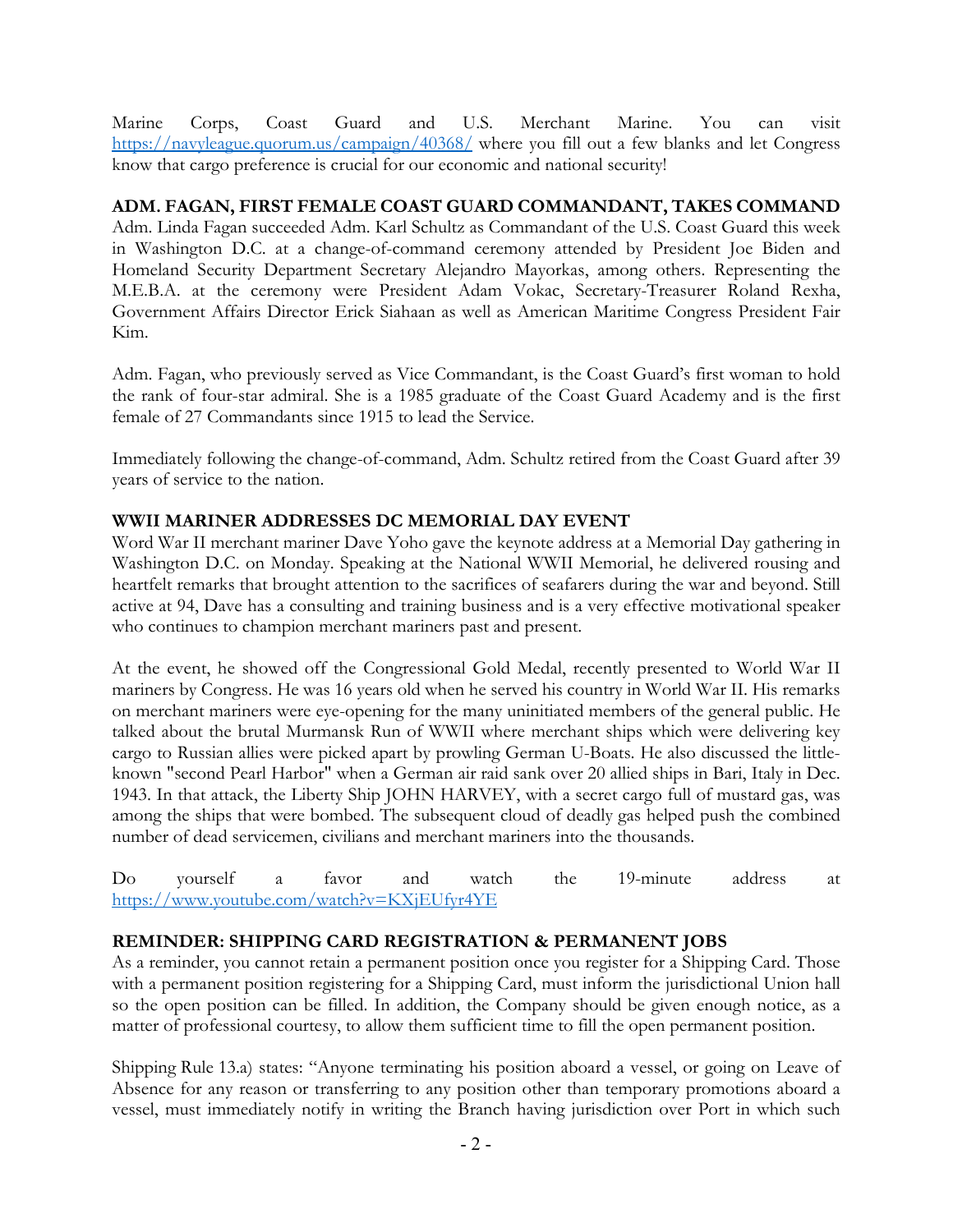Marine Corps, Coast Guard and U.S. Merchant Marine. You can visit https://navyleague.quorum.us/campaign/40368/ where you fill out a few blanks and let Congress know that cargo preference is crucial for our economic and national security!

**ADM. FAGAN, FIRST FEMALE COAST GUARD COMMANDANT, TAKES COMMAND**

Adm. Linda Fagan succeeded Adm. Karl Schultz as Commandant of the U.S. Coast Guard this week in Washington D.C. at a change-of-command ceremony attended by President Joe Biden and Homeland Security Department Secretary Alejandro Mayorkas, among others. Representing the M.E.B.A. at the ceremony were President Adam Vokac, Secretary-Treasurer Roland Rexha, Government Affairs Director Erick Siahaan as well as American Maritime Congress President Fair Kim.

Adm. Fagan, who previously served as Vice Commandant, is the Coast Guard's first woman to hold the rank of four-star admiral. She is a 1985 graduate of the Coast Guard Academy and is the first female of 27 Commandants since 1915 to lead the Service.

Immediately following the change-of-command, Adm. Schultz retired from the Coast Guard after 39 years of service to the nation.

**WWII MARINER ADDRESSES DC MEMORIAL DAY EVENT**

Word War II merchant mariner Dave Yoho gave the keynote address at a Memorial Day gathering in Washington D.C. on Monday. Speaking at the National WWII Memorial, he delivered rousing and heartfelt remarks that brought attention to the sacrifices of seafarers during the war and beyond. Still active at 94, Dave has a consulting and training business and is a very effective motivational speaker who continues to champion merchant mariners past and present.

At the event, he showed off the Congressional Gold Medal, recently presented to World War II mariners by Congress. He was 16 years old when he served his country in World War II. His remarks on merchant mariners were eye-opening for the many uninitiated members of the general public. He talked about the brutal Murmansk Run of WWII where merchant ships which were delivering key cargo to Russian allies were picked apart by prowling German U-Boats. He also discussed the little-known "second Pearl Harbor" when a German air raid sank over 20 allied ships in Bari, Italy in Dec. 1943. In that attack, the Liberty Ship JOHN HARVEY, with a secret cargo full of mustard gas, was among the ships that were bombed. The subsequent cloud of deadly gas helped push the combined number of dead servicemen, civilians and merchant mariners into the thousands.

Do yourself a favor and watch the 19-minute address at https://www.youtube.com/watch?v=KXjEUfyr4YE

**REMINDER: SHIPPING CARD REGISTRATION & PERMANENT JOBS**

As a reminder, you cannot retain a permanent position once you register for a Shipping Card. Those with a permanent position registering for a Shipping Card, must inform the jurisdictional Union hall so the open position can be filled. In addition, the Company should be given enough notice, as a matter of professional courtesy, to allow them sufficient time to fill the open permanent position.

Shipping Rule 13.a) states: "Anyone terminating his position aboard a vessel, or going on Leave of Absence for any reason or transferring to any position other than temporary promotions aboard a vessel, must immediately notify in writing the Branch having jurisdiction over Port in which such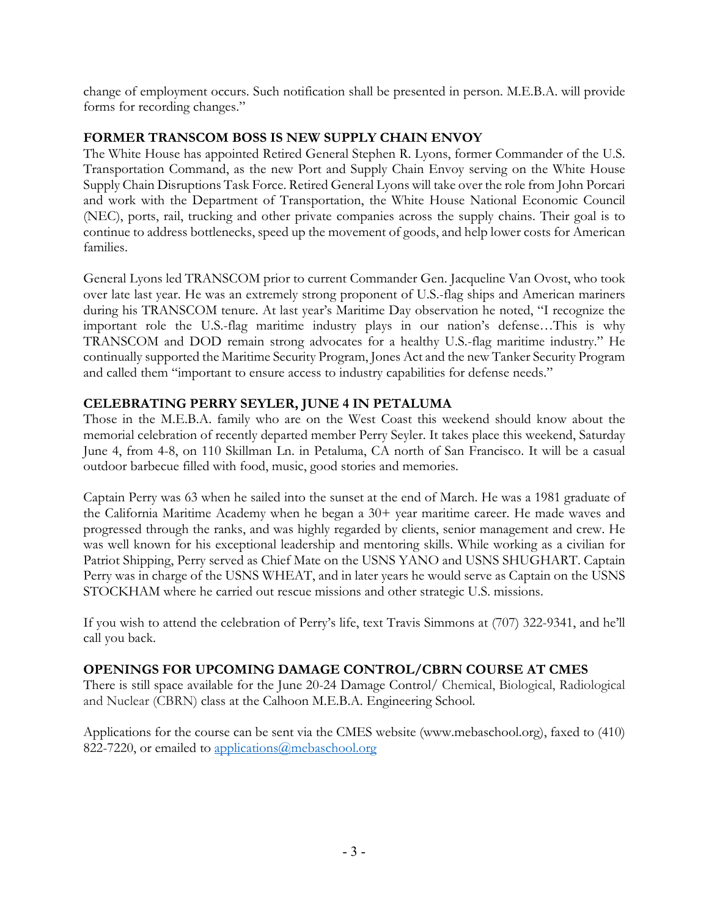change of employment occurs. Such notification shall be presented in person. M.E.B.A. will provide forms for recording changes."

## FORMER TRANSCOM BOSS IS NEW SUPPLY CHAIN ENVOY

The White House has appointed Retired General Stephen R. Lyons, former Commander of the U.S. Transportation Command, as the new Port and Supply Chain Envoy serving on the White House Supply Chain Disruptions Task Force. Retired General Lyons will take over the role from John Porcari and work with the Department of Transportation, the White House National Economic Council (NEC), ports, rail, trucking and other private companies across the supply chains. Their goal is to continue to address bottlenecks, speed up the movement of goods, and help lower costs for American families.

General Lyons led TRANSCOM prior to current Commander Gen. Jacqueline Van Ovost, who took over late last year. He was an extremely strong proponent of U.S.-flag ships and American mariners during his TRANSCOM tenure. At last year's Maritime Day observation he noted, "I recognize the important role the U.S.-flag maritime industry plays in our nation's defense…This is why TRANSCOM and DOD remain strong advocates for a healthy U.S.-flag maritime industry." He continually supported the Maritime Security Program, Jones Act and the new Tanker Security Program and called them "important to ensure access to industry capabilities for defense needs."

## CELEBRATING PERRY SEYLER, JUNE 4 IN PETALUMA

Those in the M.E.B.A. family who are on the West Coast this weekend should know about the memorial celebration of recently departed member Perry Seyler. It takes place this weekend, Saturday June 4, from 4-8, on 110 Skillman Ln. in Petaluma, CA north of San Francisco. It will be a casual outdoor barbecue filled with food, music, good stories and memories.

Captain Perry was 63 when he sailed into the sunset at the end of March. He was a 1981 graduate of the California Maritime Academy when he began a 30+ year maritime career. He made waves and progressed through the ranks, and was highly regarded by clients, senior management and crew. He was well known for his exceptional leadership and mentoring skills. While working as a civilian for Patriot Shipping, Perry served as Chief Mate on the USNS YANO and USNS SHUGHART. Captain Perry was in charge of the USNS WHEAT, and in later years he would serve as Captain on the USNS STOCKHAM where he carried out rescue missions and other strategic U.S. missions.

If you wish to attend the celebration of Perry's life, text Travis Simmons at (707) 322-9341, and he'll call you back.

## OPENINGS FOR UPCOMING DAMAGE CONTROL/CBRN COURSE AT CMES

There is still space available for the June 20-24 Damage Control/ Chemical, Biological, Radiological and Nuclear (CBRN) class at the Calhoon M.E.B.A. Engineering School.

Applications for the course can be sent via the CMES website (www.mebaschool.org), faxed to (410) 822-7220, or emailed to applications@mebaschool.org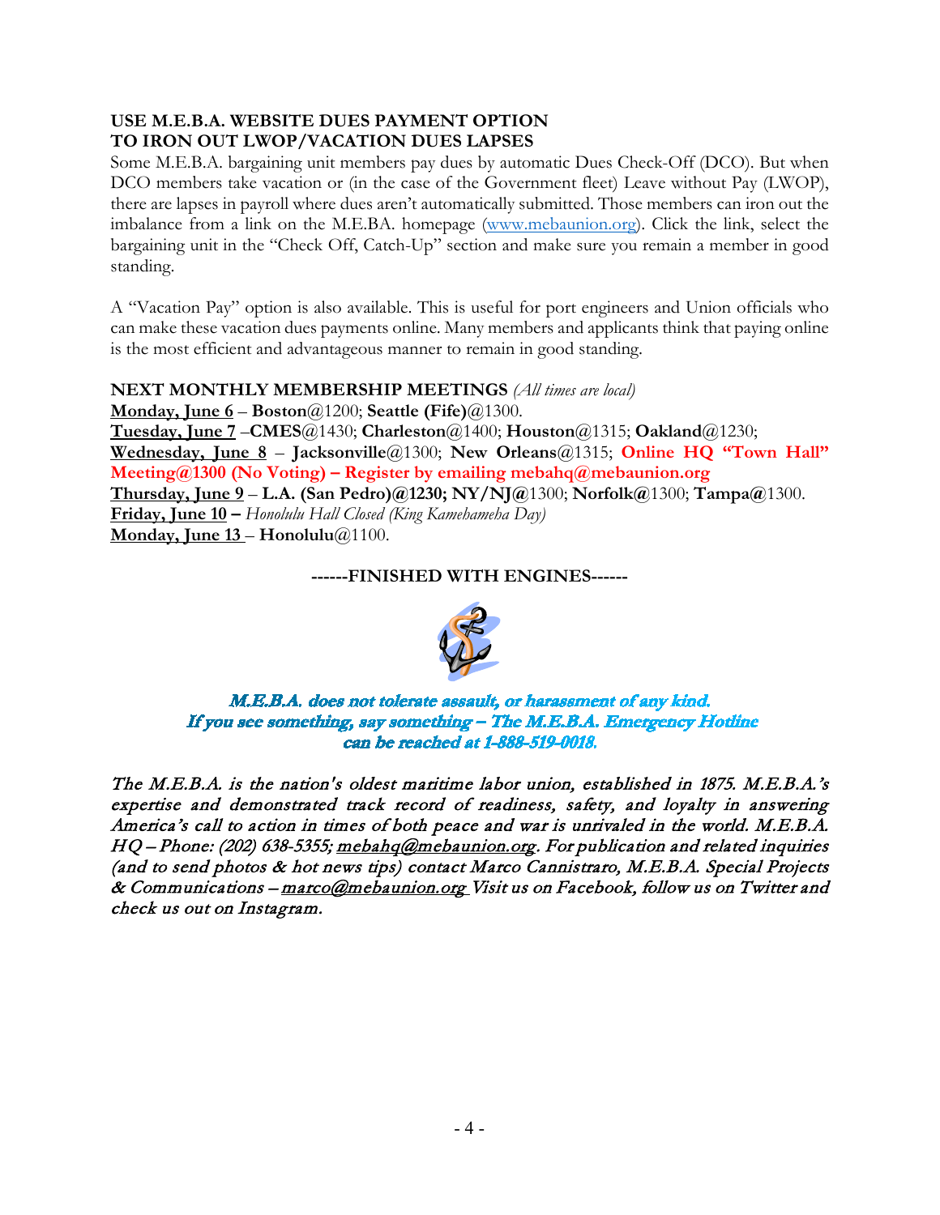**USE M.E.B.A. WEBSITE DUES PAYMENT OPTION TO IRON OUT LWOP/VACATION DUES LAPSES**

Some M.E.B.A. bargaining unit members pay dues by automatic Dues Check-Off (DCO). But when DCO members take vacation or (in the case of the Government fleet) Leave without Pay (LWOP), there are lapses in payroll where dues aren't automatically submitted. Those members can iron out the imbalance from a link on the M.E.BA. homepage (www.mebaunion.org). Click the link, select the bargaining unit in the "Check Off, Catch-Up" section and make sure you remain a member in good standing.

A "Vacation Pay" option is also available. This is useful for port engineers and Union officials who can make these vacation dues payments online. Many members and applicants think that paying online is the most efficient and advantageous manner to remain in good standing.

**NEXT MONTHLY MEMBERSHIP MEETINGS** *(All times are local)*

**Monday, June 6** – **Boston**@1200; **Seattle (Fife)**@1300.
**Tuesday, June 7** –**CMES**@1430; **Charleston**@1400; **Houston**@1315; **Oakland**@1230;
**Wednesday, June 8** – **Jacksonville**@1300; **New Orleans**@1315; **Online HQ "Town Hall" Meeting@1300 (No Voting) – Register by emailing mebahq@mebaunion.org**
**Thursday, June 9** – **L.A. (San Pedro)@1230; NY/NJ@**1300; **Norfolk@**1300; **Tampa@**1300.
**Friday, June 10 –** *Honolulu Hall Closed (King Kamehameha Day)*
**Monday, June 13** – **Honolulu**@1100.

**------FINISHED WITH ENGINES------**

*M.E.B.A. does not tolerate assault, or harassment of any kind.*
*If you see something, say something – The M.E.B.A. Emergency Hotline can be reached at 1-888-519-0018.*

*The M.E.B.A. is the nation's oldest maritime labor union, established in 1875. M.E.B.A.'s expertise and demonstrated track record of readiness, safety, and loyalty in answering America's call to action in times of both peace and war is unrivaled in the world. M.E.B.A. HQ – Phone: (202) 638-5355; mebahq@mebaunion.org. For publication and related inquiries (and to send photos & hot news tips) contact Marco Cannistraro, M.E.B.A. Special Projects & Communications – marco@mebaunion.org Visit us on Facebook, follow us on Twitter and check us out on Instagram.*